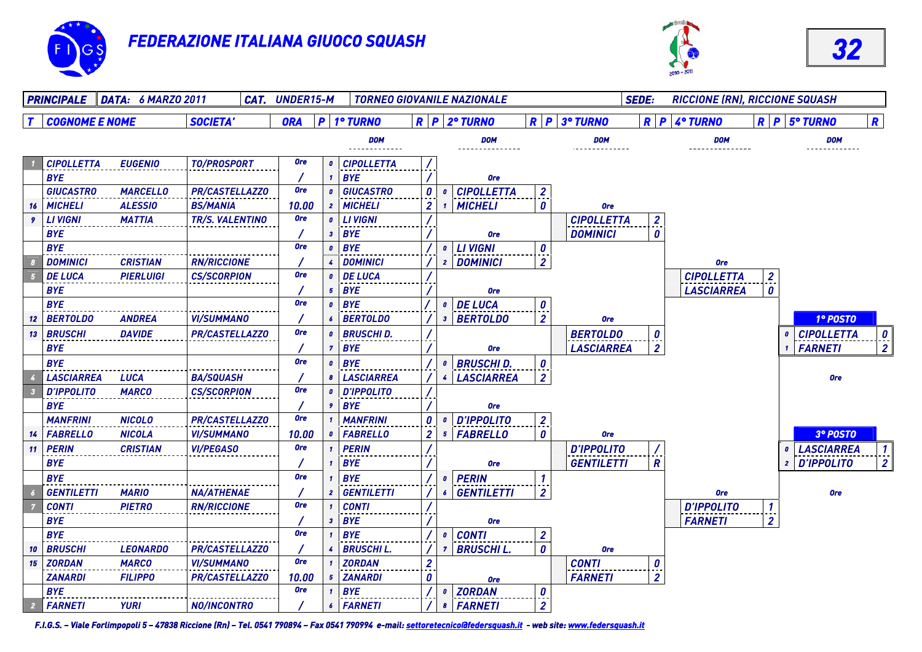# FEDERAZIONE ITALIANA GIUOCO SQUASH

**32**

| PRINCIPALE | DATA: 6 MARZO 2011 | CAT. UNDER15-M | TORNEO GIOVANILE NAZIONALE | SEDE: RICCIONE (RN), RICCIONE SQUASH |
|---|---|---|---|---|

| T | COGNOME E NOME | | SOCIETA' | ORA | P | 1° TURNO | R | P | 2° TURNO | R | P | 3° TURNO | R | P | 4° TURNO | R | P | 5° TURNO | R |
|---|---|---|---|---|---|---|---|---|---|---|---|---|---|---|---|---|---|---|---|
| | | | | | | DOM | | | DOM | | | DOM | | | DOM | | | DOM | |
| 1 | CIPOLLETTA | EUGENIO | TO/PROSPORT | Ore | 0 | CIPOLLETTA | / | | | | | | | | | | | | |
| | BYE | | | / | 1 | BYE | / | | Ore | | | | | | | | | | |
| | GIUCASTRO | MARCELLO | PR/CASTELLAZZO | Ore | 0 | GIUCASTRO | 0 | 0 | CIPOLLETTA | 2 | | | | | | | | | |
| 16 | MICHELI | ALESSIO | BS/MANIA | 10.00 | 2 | MICHELI | 2 | 1 | MICHELI | 0 | | Ore | | | | | | | |
| 9 | LI VIGNI | MATTIA | TR/S. VALENTINO | Ore | 0 | LI VIGNI | / | | | | | CIPOLLETTA | 2 | | | | | | |
| | BYE | | | / | 3 | BYE | / | | Ore | | | DOMINICI | 0 | | | | | | |
| | BYE | | | Ore | 0 | BYE | / | 0 | LI VIGNI | 0 | | | | | | | | | |
| 8 | DOMINICI | CRISTIAN | RN/RICCIONE | / | 4 | DOMINICI | / | 2 | DOMINICI | 2 | | | | | Ore | | | | |
| 5 | DE LUCA | PIERLUIGI | CS/SCORPION | Ore | 0 | DE LUCA | / | | | | | | | | CIPOLLETTA | 2 | | | |
| | BYE | | | / | 5 | BYE | / | | Ore | | | | | | LASCIARREA | 0 | | | |
| | BYE | | | Ore | 0 | BYE | / | 0 | DE LUCA | 0 | | | | | | | | | |
| 12 | BERTOLDO | ANDREA | VI/SUMMANO | / | 6 | BERTOLDO | / | 3 | BERTOLDO | 2 | | Ore | | | | | | 1° POSTO | |
| 13 | BRUSCHI | DAVIDE | PR/CASTELLAZZO | Ore | 0 | BRUSCHI D. | / | | | | | BERTOLDO | 0 | | | | 0 | CIPOLLETTA | 0 |
| | BYE | | | / | 7 | BYE | / | | Ore | | | LASCIARREA | 2 | | | | 1 | FARNETI | 2 |
| | BYE | | | Ore | 0 | BYE | / | 0 | BRUSCHI D. | 0 | | | | | | | | | |
| 4 | LASCIARREA | LUCA | BA/SQUASH | / | 8 | LASCIARREA | / | 4 | LASCIARREA | 2 | | | | | | | | Ore | |
| 3 | D'IPPOLITO | MARCO | CS/SCORPION | Ore | 0 | D'IPPOLITO | / | | | | | | | | | | | | |
| | BYE | | | / | 9 | BYE | / | | Ore | | | | | | | | | | |
| | MANFRINI | NICOLO | PR/CASTELLAZZO | Ore | 1 | MANFRINI | 0 | 0 | D'IPPOLITO | 2 | | | | | | | | | |
| 14 | FABRELLO | NICOLA | VI/SUMMANO | 10.00 | 0 | FABRELLO | 2 | 5 | FABRELLO | 0 | | Ore | | | | | | 3° POSTO | |
| 11 | PERIN | CRISTIAN | VI/PEGASO | Ore | 1 | PERIN | / | | | | | D'IPPOLITO | / | | | | 0 | LASCIARREA | 1 |
| | BYE | | | / | 1 | BYE | / | | Ore | | | GENTILETTI | R | | | | 2 | D'IPPOLITO | 2 |
| | BYE | | | Ore | 1 | BYE | / | 0 | PERIN | 1 | | | | | | | | | |
| 6 | GENTILETTI | MARIO | NA/ATHENAE | / | 2 | GENTILETTI | / | 6 | GENTILETTI | 2 | | | | | Ore | | | Ore | |
| 7 | CONTI | PIETRO | RN/RICCIONE | Ore | 1 | CONTI | / | | | | | | | | D'IPPOLITO | 1 | | | |
| | BYE | | | / | 3 | BYE | / | | Ore | | | | | | FARNETI | 2 | | | |
| | BYE | | | Ore | 1 | BYE | / | 0 | CONTI | 2 | | | | | | | | | |
| 10 | BRUSCHI | LEONARDO | PR/CASTELLAZZO | / | 4 | BRUSCHI L. | / | 7 | BRUSCHI L. | 0 | | Ore | | | | | | | |
| 15 | ZORDAN | MARCO | VI/SUMMANO | Ore | 1 | ZORDAN | 2 | | | | | CONTI | 0 | | | | | | |
| | ZANARDI | FILIPPO | PR/CASTELLAZZO | 10.00 | 5 | ZANARDI | 0 | | Ore | | | FARNETI | 2 | | | | | | |
| | BYE | | | Ore | 1 | BYE | / | 0 | ZORDAN | 0 | | | | | | | | | |
| 2 | FARNETI | YURI | NO/INCONTRO | / | 6 | FARNETI | / | 8 | FARNETI | 2 | | | | | | | | | |

*F.I.G.S. – Viale Forlimpopoli 5 – 47838 Riccione (Rn) – Tel. 0541 790894 – Fax 0541 790994 e-mail: settoretecnico@federsquash.it - web site: www.federsquash.it*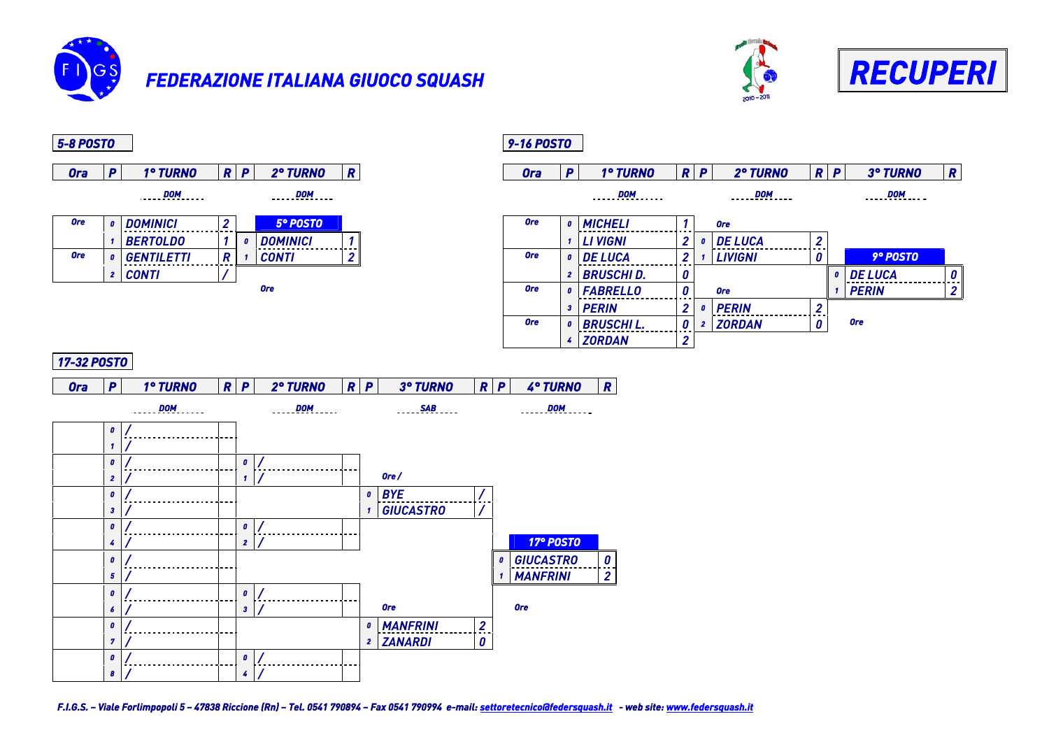# FEDERAZIONE ITALIANA GIUOCO SQUASH

# RECUPERI

## 5-8 POSTO

| Ora | P | 1° TURNO | R | P | 2° TURNO | R |
|---|---|---|---|---|---|---|
| | | DOM | | | DOM | |
| Ore | 0 | DOMINICI | 2 | | **5° POSTO** | |
| | 1 | BERTOLDO | 1 | 0 | DOMINICI | 1 |
| Ore | 0 | GENTILETTI | R | 1 | CONTI | 2 |
| | 2 | CONTI | / | | | |
| | | | | | Ore | |

## 9-16 POSTO

| Ora | P | 1° TURNO | R | P | 2° TURNO | R | P | 3° TURNO | R |
|---|---|---|---|---|---|---|---|---|---|
| | | DOM | | | DOM | | | DOM | |
| Ore | 0 | MICHELI | 1 | | Ore | | | | |
| | 1 | LI VIGNI | 2 | 0 | DE LUCA | 2 | | **9° POSTO** | |
| Ore | 0 | DE LUCA | 2 | 1 | LIVIGNI | 0 | | | |
| | 2 | BRUSCHI D. | 0 | | | | 0 | DE LUCA | 0 |
| Ore | 0 | FABRELLO | 0 | | Ore | | 1 | PERIN | 2 |
| | 3 | PERIN | 2 | 0 | PERIN | 2 | | | |
| Ore | 0 | BRUSCHI L. | 0 | 2 | ZORDAN | 0 | | Ore | |
| | 4 | ZORDAN | 2 | | | | | | |

## 17-32 POSTO

| Ora | P | 1° TURNO | R | P | 2° TURNO | R | P | 3° TURNO | R | P | 4° TURNO | R |
|---|---|---|---|---|---|---|---|---|---|---|---|---|
| | | DOM | | | DOM | | | SAB | | | DOM | |
| | 0 | / | | | | | | | | | | |
| | 1 | / | | | | | | | | | | |
| | 0 | / | | 0 | / | | | | | | | |
| | 2 | / | | 1 | / | | | Ore / | | | | |
| | 0 | / | | | | | 0 | BYE | / | | | |
| | 3 | / | | | | | 1 | GIUCASTRO | / | | | |
| | 0 | / | | 0 | / | | | | | | | |
| | 4 | / | | 2 | / | | | | | | **17° POSTO** | |
| | 0 | / | | | | | | | | 0 | GIUCASTRO | 0 |
| | 5 | / | | | | | | | | 1 | MANFRINI | 2 |
| | 0 | / | | 0 | / | | | | | | | |
| | 6 | / | | 3 | / | | | Ore | | | Ore | |
| | 0 | / | | | | | 0 | MANFRINI | 2 | | | |
| | 7 | / | | | | | 2 | ZANARDI | 0 | | | |
| | 0 | / | | 0 | / | | | | | | | |
| | 8 | / | | 4 | / | | | | | | | |

F.I.G.S. – Viale Forlimpopoli 5 – 47838 Riccione (Rn) – Tel. 0541 790894 – Fax 0541 790994 e-mail: settoretecnico@federsquash.it - web site: www.federsquash.it